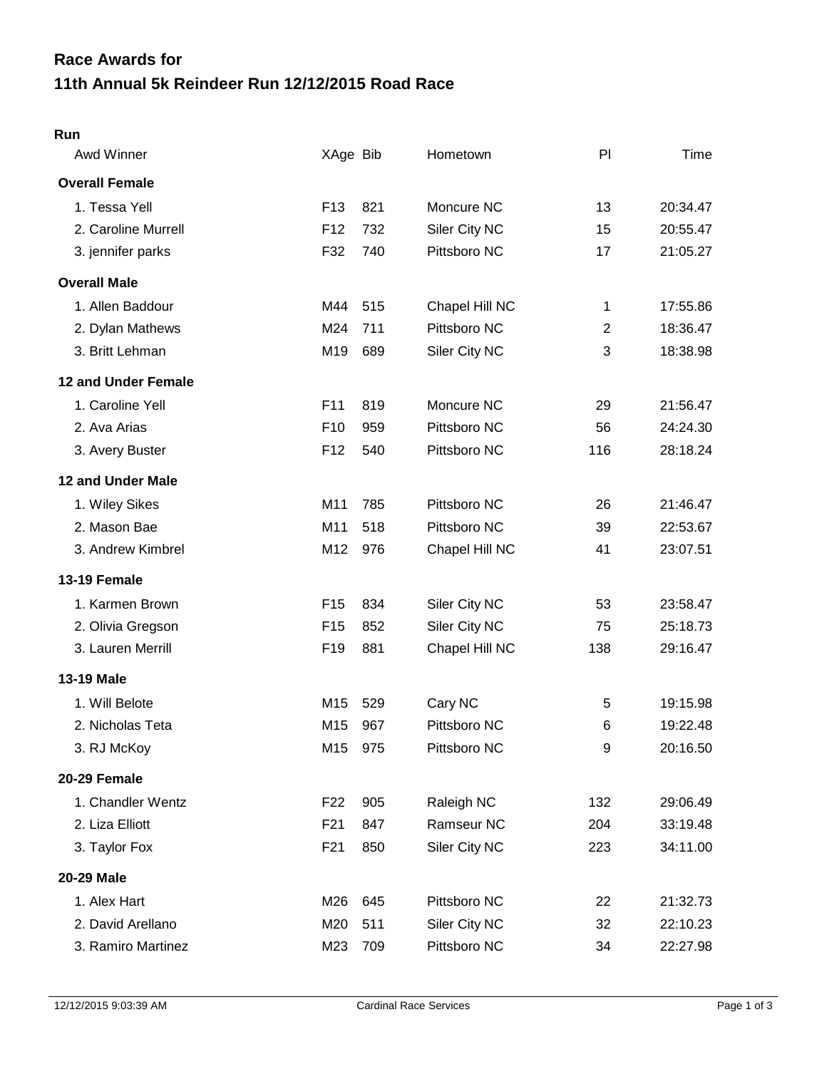# Race Awards for
# 11th Annual 5k Reindeer Run 12/12/2015 Road Race

**Run**

| Awd Winner | XAge | Bib | Hometown | Pl | Time |
|---|---|---|---|---|---|
| **Overall Female** | | | | | |
| 1. Tessa Yell | F13 | 821 | Moncure NC | 13 | 20:34.47 |
| 2. Caroline Murrell | F12 | 732 | Siler City NC | 15 | 20:55.47 |
| 3. jennifer parks | F32 | 740 | Pittsboro NC | 17 | 21:05.27 |
| **Overall Male** | | | | | |
| 1. Allen Baddour | M44 | 515 | Chapel Hill NC | 1 | 17:55.86 |
| 2. Dylan Mathews | M24 | 711 | Pittsboro NC | 2 | 18:36.47 |
| 3. Britt Lehman | M19 | 689 | Siler City NC | 3 | 18:38.98 |
| **12 and Under Female** | | | | | |
| 1. Caroline Yell | F11 | 819 | Moncure NC | 29 | 21:56.47 |
| 2. Ava Arias | F10 | 959 | Pittsboro NC | 56 | 24:24.30 |
| 3. Avery Buster | F12 | 540 | Pittsboro NC | 116 | 28:18.24 |
| **12 and Under Male** | | | | | |
| 1. Wiley Sikes | M11 | 785 | Pittsboro NC | 26 | 21:46.47 |
| 2. Mason Bae | M11 | 518 | Pittsboro NC | 39 | 22:53.67 |
| 3. Andrew Kimbrel | M12 | 976 | Chapel Hill NC | 41 | 23:07.51 |
| **13-19 Female** | | | | | |
| 1. Karmen Brown | F15 | 834 | Siler City NC | 53 | 23:58.47 |
| 2. Olivia Gregson | F15 | 852 | Siler City NC | 75 | 25:18.73 |
| 3. Lauren Merrill | F19 | 881 | Chapel Hill NC | 138 | 29:16.47 |
| **13-19 Male** | | | | | |
| 1. Will Belote | M15 | 529 | Cary NC | 5 | 19:15.98 |
| 2. Nicholas Teta | M15 | 967 | Pittsboro NC | 6 | 19:22.48 |
| 3. RJ McKoy | M15 | 975 | Pittsboro NC | 9 | 20:16.50 |
| **20-29 Female** | | | | | |
| 1. Chandler Wentz | F22 | 905 | Raleigh NC | 132 | 29:06.49 |
| 2. Liza Elliott | F21 | 847 | Ramseur NC | 204 | 33:19.48 |
| 3. Taylor Fox | F21 | 850 | Siler City NC | 223 | 34:11.00 |
| **20-29 Male** | | | | | |
| 1. Alex Hart | M26 | 645 | Pittsboro NC | 22 | 21:32.73 |
| 2. David Arellano | M20 | 511 | Siler City NC | 32 | 22:10.23 |
| 3. Ramiro Martinez | M23 | 709 | Pittsboro NC | 34 | 22:27.98 |

12/12/2015 9:03:39 AM Cardinal Race Services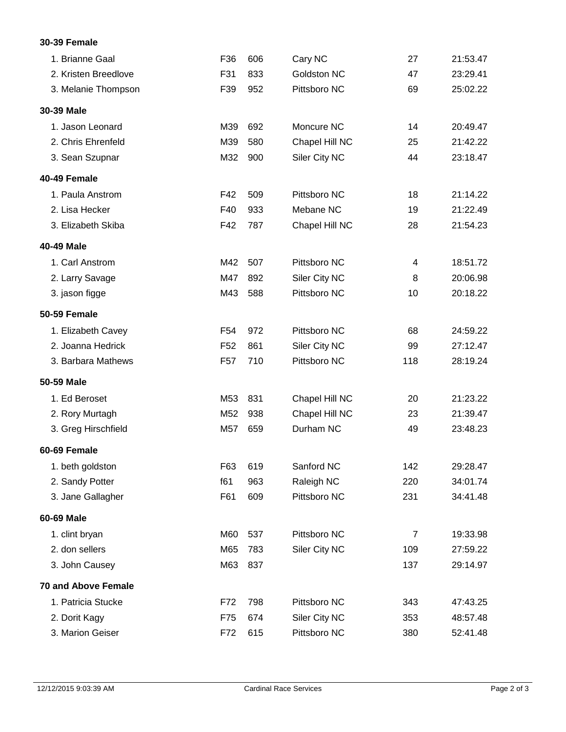**30-39 Female**

| | | | | | |
|---|---|---|---|---|---|
| 1. Brianne Gaal | F36 | 606 | Cary NC | 27 | 21:53.47 |
| 2. Kristen Breedlove | F31 | 833 | Goldston NC | 47 | 23:29.41 |
| 3. Melanie Thompson | F39 | 952 | Pittsboro NC | 69 | 25:02.22 |

**30-39 Male**

| | | | | | |
|---|---|---|---|---|---|
| 1. Jason Leonard | M39 | 692 | Moncure NC | 14 | 20:49.47 |
| 2. Chris Ehrenfeld | M39 | 580 | Chapel Hill NC | 25 | 21:42.22 |
| 3. Sean Szupnar | M32 | 900 | Siler City NC | 44 | 23:18.47 |

**40-49 Female**

| | | | | | |
|---|---|---|---|---|---|
| 1. Paula Anstrom | F42 | 509 | Pittsboro NC | 18 | 21:14.22 |
| 2. Lisa Hecker | F40 | 933 | Mebane NC | 19 | 21:22.49 |
| 3. Elizabeth Skiba | F42 | 787 | Chapel Hill NC | 28 | 21:54.23 |

**40-49 Male**

| | | | | | |
|---|---|---|---|---|---|
| 1. Carl Anstrom | M42 | 507 | Pittsboro NC | 4 | 18:51.72 |
| 2. Larry Savage | M47 | 892 | Siler City NC | 8 | 20:06.98 |
| 3. jason figge | M43 | 588 | Pittsboro NC | 10 | 20:18.22 |

**50-59 Female**

| | | | | | |
|---|---|---|---|---|---|
| 1. Elizabeth Cavey | F54 | 972 | Pittsboro NC | 68 | 24:59.22 |
| 2. Joanna Hedrick | F52 | 861 | Siler City NC | 99 | 27:12.47 |
| 3. Barbara Mathews | F57 | 710 | Pittsboro NC | 118 | 28:19.24 |

**50-59 Male**

| | | | | | |
|---|---|---|---|---|---|
| 1. Ed Beroset | M53 | 831 | Chapel Hill NC | 20 | 21:23.22 |
| 2. Rory Murtagh | M52 | 938 | Chapel Hill NC | 23 | 21:39.47 |
| 3. Greg Hirschfield | M57 | 659 | Durham NC | 49 | 23:48.23 |

**60-69 Female**

| | | | | | |
|---|---|---|---|---|---|
| 1. beth goldston | F63 | 619 | Sanford NC | 142 | 29:28.47 |
| 2. Sandy Potter | f61 | 963 | Raleigh NC | 220 | 34:01.74 |
| 3. Jane Gallagher | F61 | 609 | Pittsboro NC | 231 | 34:41.48 |

**60-69 Male**

| | | | | | |
|---|---|---|---|---|---|
| 1. clint bryan | M60 | 537 | Pittsboro NC | 7 | 19:33.98 |
| 2. don sellers | M65 | 783 | Siler City NC | 109 | 27:59.22 |
| 3. John Causey | M63 | 837 | | 137 | 29:14.97 |

**70 and Above Female**

| | | | | | |
|---|---|---|---|---|---|
| 1. Patricia Stucke | F72 | 798 | Pittsboro NC | 343 | 47:43.25 |
| 2. Dorit Kagy | F75 | 674 | Siler City NC | 353 | 48:57.48 |
| 3. Marion Geiser | F72 | 615 | Pittsboro NC | 380 | 52:41.48 |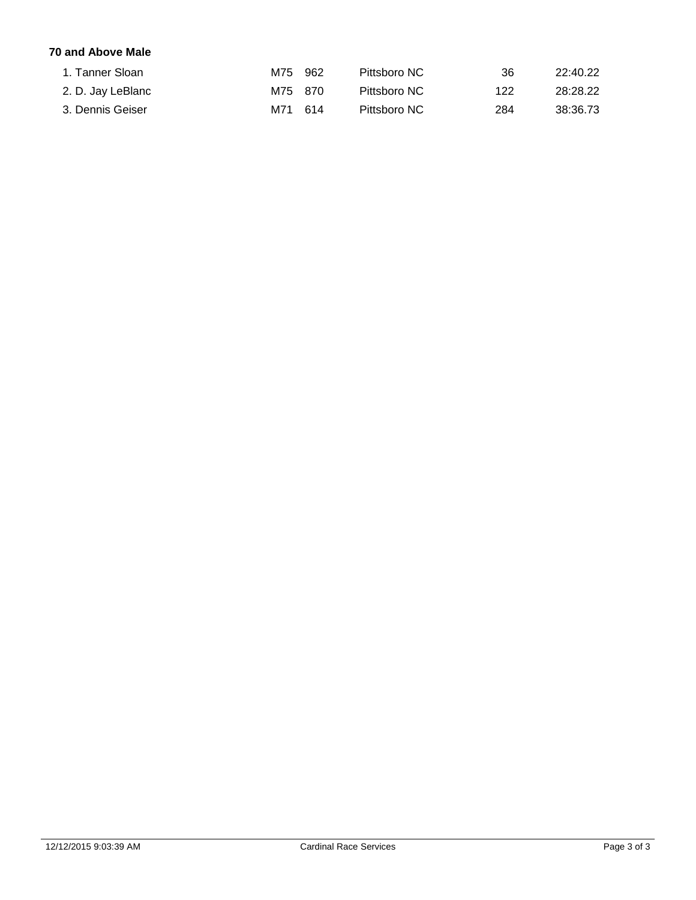### 70 and Above Male

| | | | | | |
|---|---|---|---|---|---|
| 1. Tanner Sloan | M75 | 962 | Pittsboro NC | 36 | 22:40.22 |
| 2. D. Jay LeBlanc | M75 | 870 | Pittsboro NC | 122 | 28:28.22 |
| 3. Dennis Geiser | M71 | 614 | Pittsboro NC | 284 | 38:36.73 |